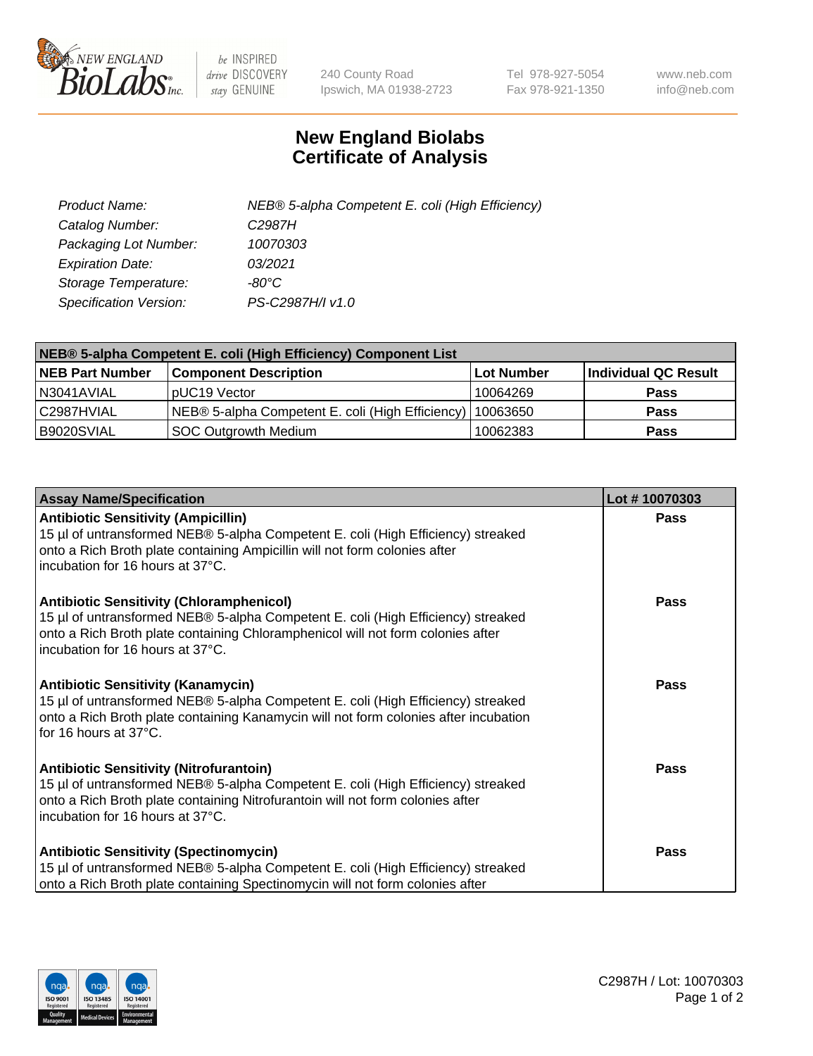# New England Biolabs
# Certificate of Analysis

| | |
|---|---|
| *Product Name:* | *NEB® 5-alpha Competent E. coli (High Efficiency)* |
| *Catalog Number:* | *C2987H* |
| *Packaging Lot Number:* | *10070303* |
| *Expiration Date:* | *03/2021* |
| *Storage Temperature:* | *-80°C* |
| *Specification Version:* | *PS-C2987H/I v1.0* |

| NEB® 5-alpha Competent E. coli (High Efficiency) Component List | | | |
|---|---|---|---|
| **NEB Part Number** | **Component Description** | **Lot Number** | **Individual QC Result** |
| N3041AVIAL | pUC19 Vector | 10064269 | **Pass** |
| C2987HVIAL | NEB® 5-alpha Competent E. coli (High Efficiency) | 10063650 | **Pass** |
| B9020SVIAL | SOC Outgrowth Medium | 10062383 | **Pass** |

| Assay Name/Specification | Lot # 10070303 |
|---|---|
| **Antibiotic Sensitivity (Ampicillin)**<br>15 µl of untransformed NEB® 5-alpha Competent E. coli (High Efficiency) streaked onto a Rich Broth plate containing Ampicillin will not form colonies after incubation for 16 hours at 37°C. | **Pass** |
| **Antibiotic Sensitivity (Chloramphenicol)**<br>15 µl of untransformed NEB® 5-alpha Competent E. coli (High Efficiency) streaked onto a Rich Broth plate containing Chloramphenicol will not form colonies after incubation for 16 hours at 37°C. | **Pass** |
| **Antibiotic Sensitivity (Kanamycin)**<br>15 µl of untransformed NEB® 5-alpha Competent E. coli (High Efficiency) streaked onto a Rich Broth plate containing Kanamycin will not form colonies after incubation for 16 hours at 37°C. | **Pass** |
| **Antibiotic Sensitivity (Nitrofurantoin)**<br>15 µl of untransformed NEB® 5-alpha Competent E. coli (High Efficiency) streaked onto a Rich Broth plate containing Nitrofurantoin will not form colonies after incubation for 16 hours at 37°C. | **Pass** |
| **Antibiotic Sensitivity (Spectinomycin)**<br>15 µl of untransformed NEB® 5-alpha Competent E. coli (High Efficiency) streaked onto a Rich Broth plate containing Spectinomycin will not form colonies after | **Pass** |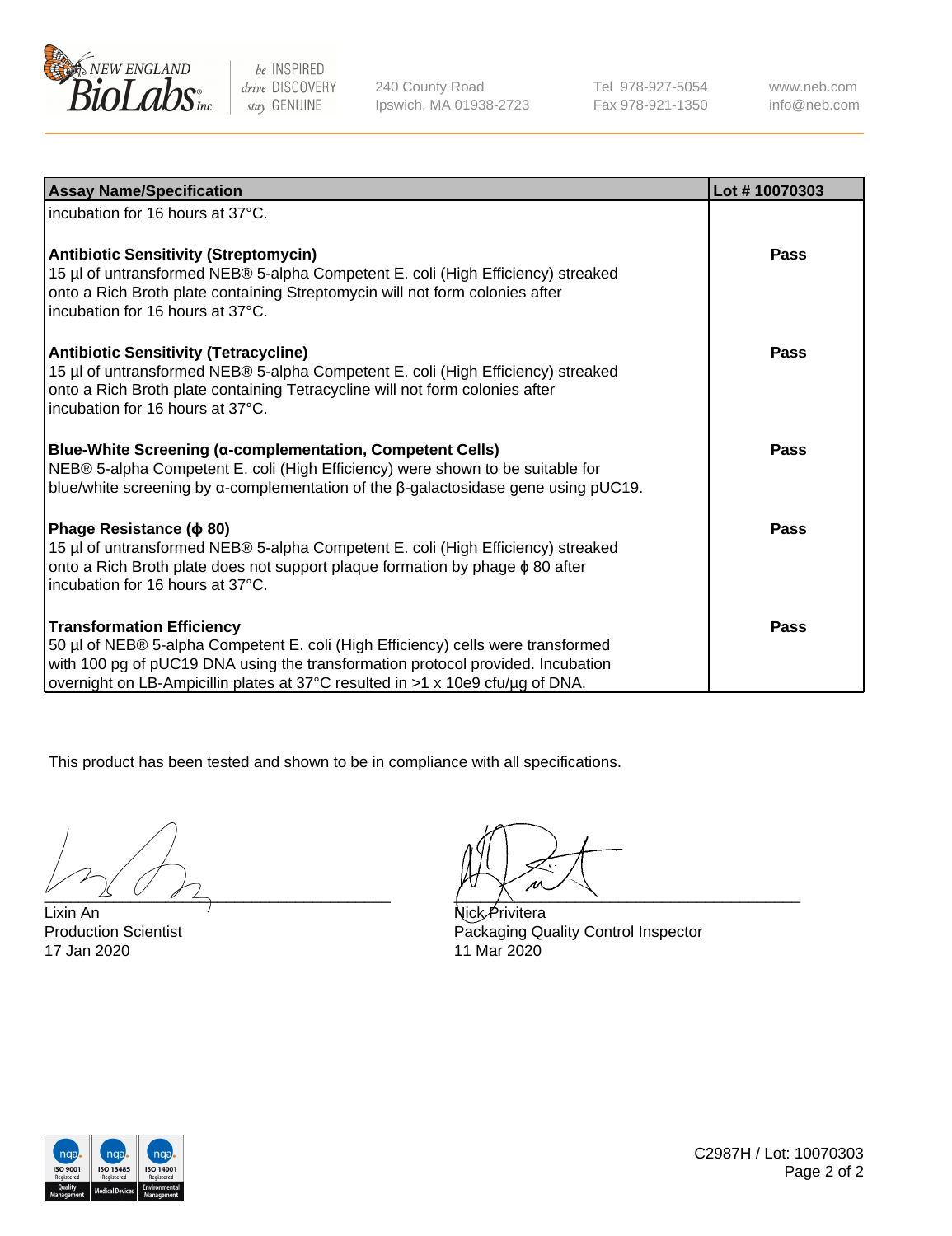| Assay Name/Specification | Lot # 10070303 |
|---|---|
| incubation for 16 hours at 37°C. | |
| **Antibiotic Sensitivity (Streptomycin)**<br>15 µl of untransformed NEB® 5-alpha Competent E. coli (High Efficiency) streaked onto a Rich Broth plate containing Streptomycin will not form colonies after incubation for 16 hours at 37°C. | **Pass** |
| **Antibiotic Sensitivity (Tetracycline)**<br>15 µl of untransformed NEB® 5-alpha Competent E. coli (High Efficiency) streaked onto a Rich Broth plate containing Tetracycline will not form colonies after incubation for 16 hours at 37°C. | **Pass** |
| **Blue-White Screening (α-complementation, Competent Cells)**<br>NEB® 5-alpha Competent E. coli (High Efficiency) were shown to be suitable for blue/white screening by α-complementation of the β-galactosidase gene using pUC19. | **Pass** |
| **Phage Resistance (ϕ 80)**<br>15 µl of untransformed NEB® 5-alpha Competent E. coli (High Efficiency) streaked onto a Rich Broth plate does not support plaque formation by phage ϕ 80 after incubation for 16 hours at 37°C. | **Pass** |
| **Transformation Efficiency**<br>50 µl of NEB® 5-alpha Competent E. coli (High Efficiency) cells were transformed with 100 pg of pUC19 DNA using the transformation protocol provided. Incubation overnight on LB-Ampicillin plates at 37°C resulted in >1 x 10e9 cfu/µg of DNA. | **Pass** |

This product has been tested and shown to be in compliance with all specifications.

Lixin An
Production Scientist
17 Jan 2020

Nick Privitera
Packaging Quality Control Inspector
11 Mar 2020

C2987H / Lot: 10070303